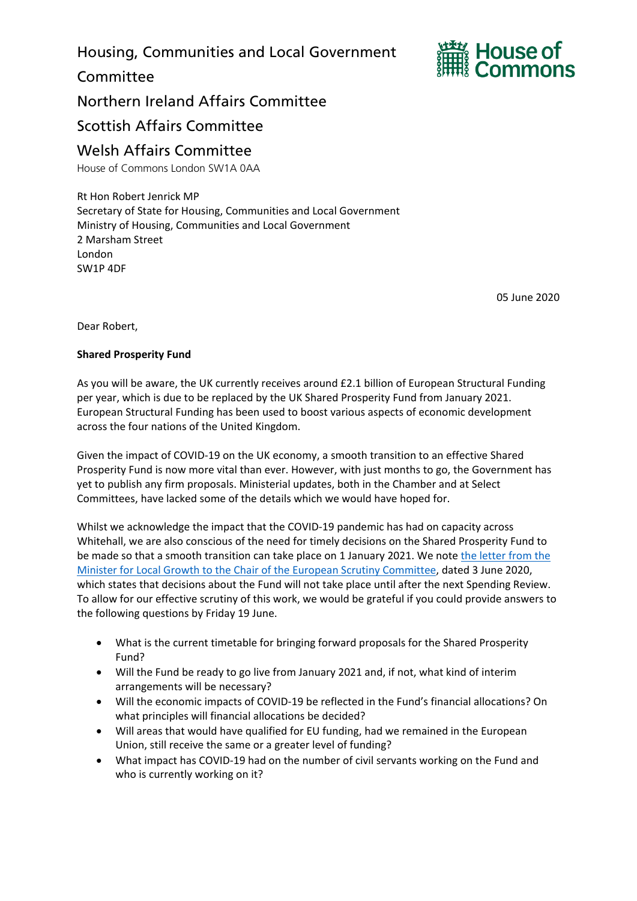Housing, Communities and Local Government Committee

Northern Ireland Affairs Committee

Scottish Affairs Committee

Welsh Affairs Committee

House of Commons London SW1A 0AA

House of Commons

Rt Hon Robert Jenrick MP
Secretary of State for Housing, Communities and Local Government
Ministry of Housing, Communities and Local Government
2 Marsham Street
London
SW1P 4DF

05 June 2020

Dear Robert,

**Shared Prosperity Fund**

As you will be aware, the UK currently receives around £2.1 billion of European Structural Funding per year, which is due to be replaced by the UK Shared Prosperity Fund from January 2021. European Structural Funding has been used to boost various aspects of economic development across the four nations of the United Kingdom.

Given the impact of COVID-19 on the UK economy, a smooth transition to an effective Shared Prosperity Fund is now more vital than ever. However, with just months to go, the Government has yet to publish any firm proposals. Ministerial updates, both in the Chamber and at Select Committees, have lacked some of the details which we would have hoped for.

Whilst we acknowledge the impact that the COVID-19 pandemic has had on capacity across Whitehall, we are also conscious of the need for timely decisions on the Shared Prosperity Fund to be made so that a smooth transition can take place on 1 January 2021. We note the letter from the Minister for Local Growth to the Chair of the European Scrutiny Committee, dated 3 June 2020, which states that decisions about the Fund will not take place until after the next Spending Review. To allow for our effective scrutiny of this work, we would be grateful if you could provide answers to the following questions by Friday 19 June.

- What is the current timetable for bringing forward proposals for the Shared Prosperity Fund?
- Will the Fund be ready to go live from January 2021 and, if not, what kind of interim arrangements will be necessary?
- Will the economic impacts of COVID-19 be reflected in the Fund's financial allocations? On what principles will financial allocations be decided?
- Will areas that would have qualified for EU funding, had we remained in the European Union, still receive the same or a greater level of funding?
- What impact has COVID-19 had on the number of civil servants working on the Fund and who is currently working on it?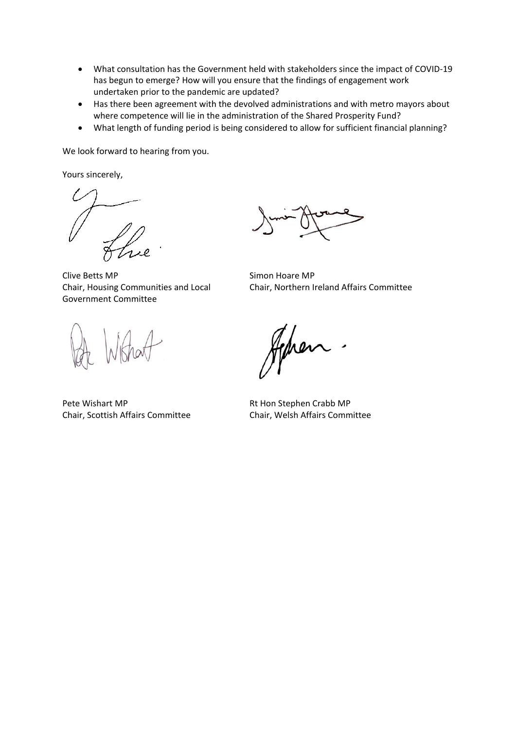- What consultation has the Government held with stakeholders since the impact of COVID-19 has begun to emerge? How will you ensure that the findings of engagement work undertaken prior to the pandemic are updated?
- Has there been agreement with the devolved administrations and with metro mayors about where competence will lie in the administration of the Shared Prosperity Fund?
- What length of funding period is being considered to allow for sufficient financial planning?

We look forward to hearing from you.

Yours sincerely,

Clive Betts MP
Chair, Housing Communities and Local Government Committee

Simon Hoare MP
Chair, Northern Ireland Affairs Committee

Pete Wishart MP
Chair, Scottish Affairs Committee

Rt Hon Stephen Crabb MP
Chair, Welsh Affairs Committee